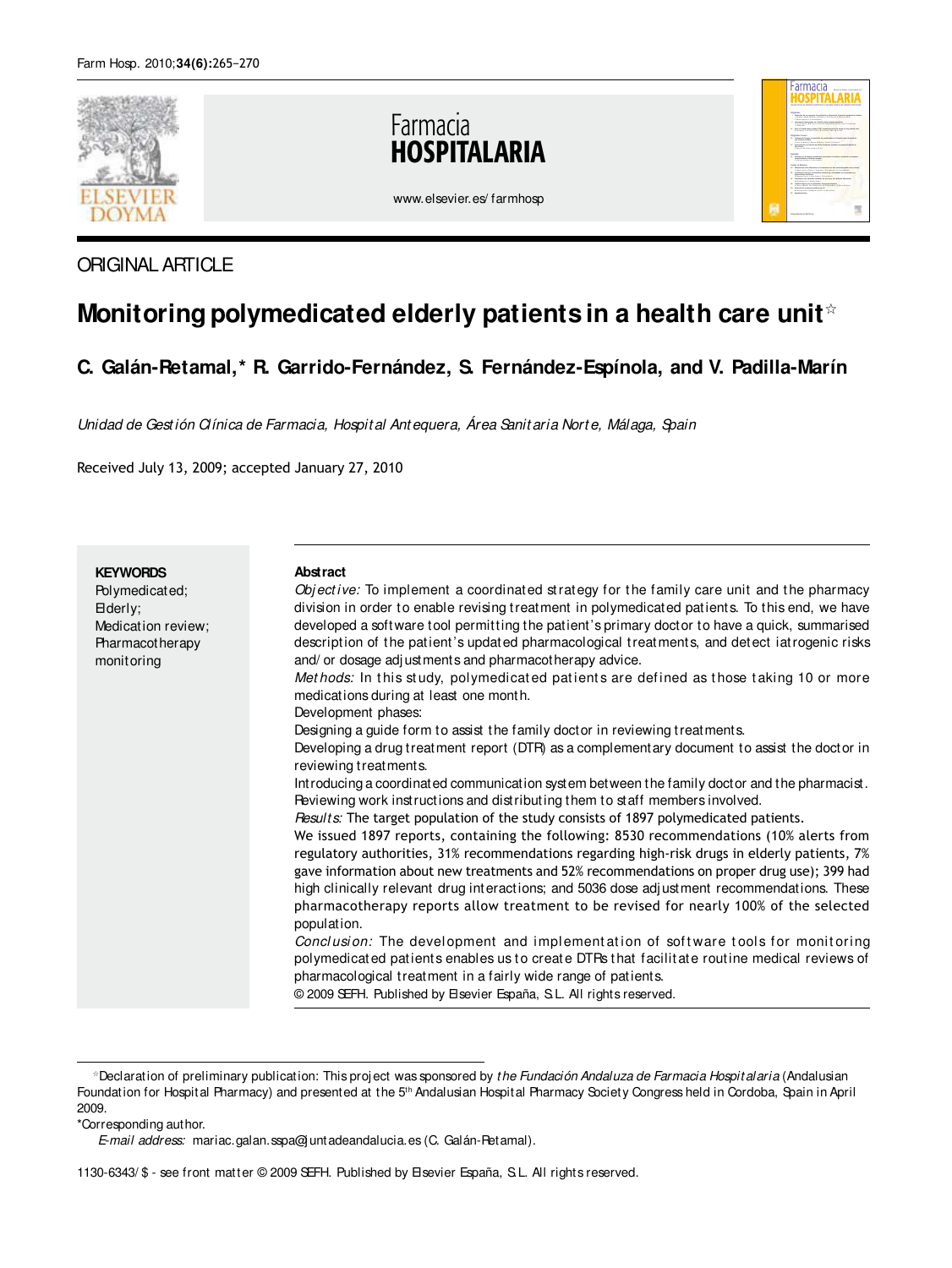ORIGINAL ARTICLE

# Monitoring polymedicated elderly patients in a health care unit☆

**C. Galán-Retamal,* R. Garrido-Fernández, S. Fernández-Espínola, and V. Padilla-Marín**

*Unidad de Gestión Clínica de Farmacia, Hospital Antequera, Área Sanitaria Norte, Málaga, Spain*

Received July 13, 2009; accepted January 27, 2010

**KEYWORDS**
Polymedicated;
Elderly;
Medication review;
Pharmacotherapy monitoring

**Abstract**

*Objective:* To implement a coordinated strategy for the family care unit and the pharmacy division in order to enable revising treatment in polymedicated patients. To this end, we have developed a software tool permitting the patient's primary doctor to have a quick, summarised description of the patient's updated pharmacological treatments, and detect iatrogenic risks and/or dosage adjustments and pharmacotherapy advice.

*Methods:* In this study, polymedicated patients are defined as those taking 10 or more medications during at least one month.

Development phases:

Designing a guide form to assist the family doctor in reviewing treatments.

Developing a drug treatment report (DTR) as a complementary document to assist the doctor in reviewing treatments.

Introducing a coordinated communication system between the family doctor and the pharmacist. Reviewing work instructions and distributing them to staff members involved.

*Results:* The target population of the study consists of 1897 polymedicated patients.

We issued 1897 reports, containing the following: 8530 recommendations (10% alerts from regulatory authorities, 31% recommendations regarding high-risk drugs in elderly patients, 7% gave information about new treatments and 52% recommendations on proper drug use); 399 had high clinically relevant drug interactions; and 5036 dose adjustment recommendations. These pharmacotherapy reports allow treatment to be revised for nearly 100% of the selected population.

*Conclusion:* The development and implementation of software tools for monitoring polymedicated patients enables us to create DTRs that facilitate routine medical reviews of pharmacological treatment in a fairly wide range of patients.

© 2009 SEFH. Published by Elsevier España, S.L. All rights reserved.

☆Declaration of preliminary publication: This project was sponsored by *the Fundación Andaluza de Farmacia Hospitalaria* (Andalusian Foundation for Hospital Pharmacy) and presented at the 5th Andalusian Hospital Pharmacy Society Congress held in Cordoba, Spain in April 2009.

*Corresponding author.

*E-mail address:* mariac.galan.sspa@juntadeandalucia.es (C. Galán-Retamal).

1130-6343/$ - see front matter © 2009 SEFH. Published by Elsevier España, S.L. All rights reserved.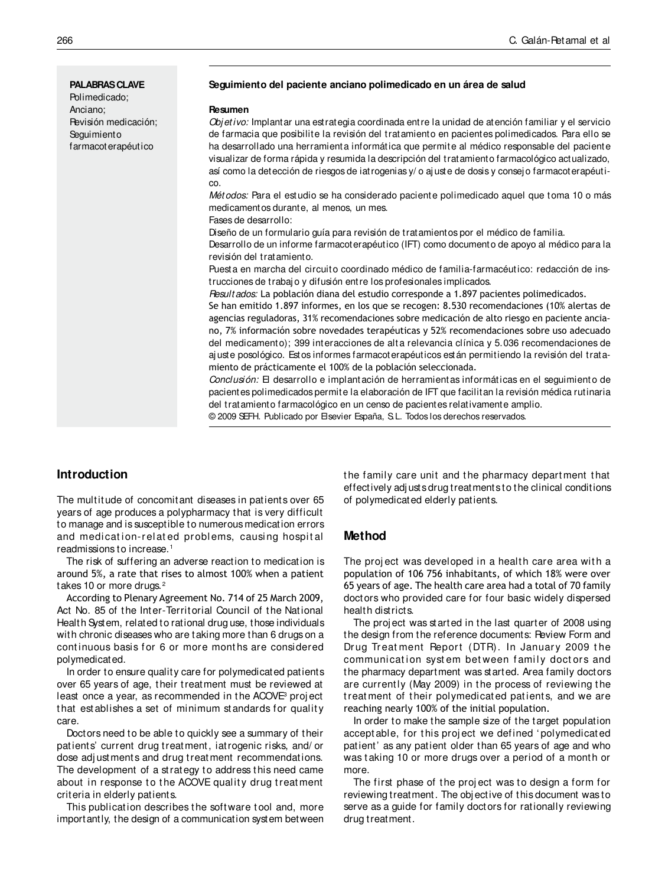**PALABRAS CLAVE**
Polimedicado;
Anciano;
Revisión medicación;
Seguimiento farmacoterapéutico

**Seguimiento del paciente anciano polimedicado en un área de salud**

**Resumen**

*Objetivo:* Implantar una estrategia coordinada entre la unidad de atención familiar y el servicio de farmacia que posibilite la revisión del tratamiento en pacientes polimedicados. Para ello se ha desarrollado una herramienta informática que permite al médico responsable del paciente visualizar de forma rápida y resumida la descripción del tratamiento farmacológico actualizado, así como la detección de riesgos de iatrogenias y/o ajuste de dosis y consejo farmacoterapéutico.

*Métodos:* Para el estudio se ha considerado paciente polimedicado aquel que toma 10 o más medicamentos durante, al menos, un mes.

Fases de desarrollo:

Diseño de un formulario guía para revisión de tratamientos por el médico de familia.

Desarrollo de un informe farmacoterapéutico (IFT) como documento de apoyo al médico para la revisión del tratamiento.

Puesta en marcha del circuito coordinado médico de familia-farmacéutico: redacción de instrucciones de trabajo y difusión entre los profesionales implicados.

*Resultados:* La población diana del estudio corresponde a 1.897 pacientes polimedicados.

Se han emitido 1.897 informes, en los que se recogen: 8.530 recomendaciones (10% alertas de agencias reguladoras, 31% recomendaciones sobre medicación de alto riesgo en paciente anciano, 7% información sobre novedades terapéuticas y 52% recomendaciones sobre uso adecuado del medicamento); 399 interacciones de alta relevancia clínica y 5.036 recomendaciones de ajuste posológico. Estos informes farmacoterapéuticos están permitiendo la revisión del tratamiento de prácticamente el 100% de la población seleccionada.

*Conclusión:* El desarrollo e implantación de herramientas informáticas en el seguimiento de pacientes polimedicados permite la elaboración de IFT que facilitan la revisión médica rutinaria del tratamiento farmacológico en un censo de pacientes relativamente amplio.

© 2009 SEFH. Publicado por Elsevier España, S.L. Todos los derechos reservados.

## Introduction

The multitude of concomitant diseases in patients over 65 years of age produces a polypharmacy that is very difficult to manage and is susceptible to numerous medication errors and medication-related problems, causing hospital readmissions to increase.[1]

The risk of suffering an adverse reaction to medication is around 5%, a rate that rises to almost 100% when a patient takes 10 or more drugs.[2]

According to Plenary Agreement No. 714 of 25 March 2009, Act No. 85 of the Inter-Territorial Council of the National Health System, related to rational drug use, those individuals with chronic diseases who are taking more than 6 drugs on a continuous basis for 6 or more months are considered polymedicated.

In order to ensure quality care for polymedicated patients over 65 years of age, their treatment must be reviewed at least once a year, as recommended in the ACOVE[3] project that establishes a set of minimum standards for quality care.

Doctors need to be able to quickly see a summary of their patients' current drug treatment, iatrogenic risks, and/or dose adjustments and drug treatment recommendations. The development of a strategy to address this need came about in response to the ACOVE quality drug treatment criteria in elderly patients.

This publication describes the software tool and, more importantly, the design of a communication system between the family care unit and the pharmacy department that effectively adjusts drug treatments to the clinical conditions of polymedicated elderly patients.

## Method

The project was developed in a health care area with a population of 106 756 inhabitants, of which 18% were over 65 years of age. The health care area had a total of 70 family doctors who provided care for four basic widely dispersed health districts.

The project was started in the last quarter of 2008 using the design from the reference documents: Review Form and Drug Treatment Report (DTR). In January 2009 the communication system between family doctors and the pharmacy department was started. Area family doctors are currently (May 2009) in the process of reviewing the treatment of their polymedicated patients, and we are reaching nearly 100% of the initial population.

In order to make the sample size of the target population acceptable, for this project we defined 'polymedicated patient' as any patient older than 65 years of age and who was taking 10 or more drugs over a period of a month or more.

The first phase of the project was to design a form for reviewing treatment. The objective of this document was to serve as a guide for family doctors for rationally reviewing drug treatment.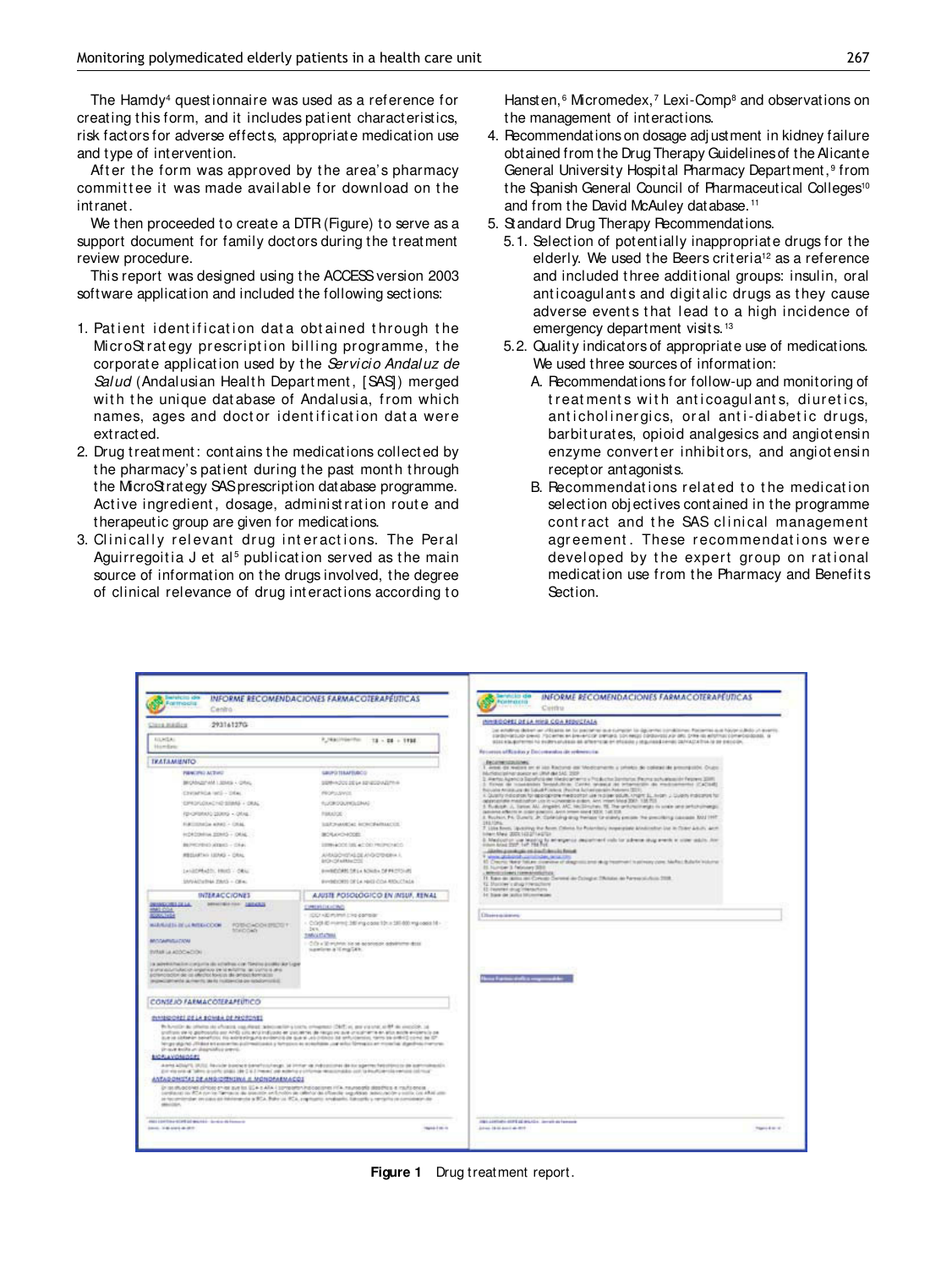The Hamdy[4] questionnaire was used as a reference for creating this form, and it includes patient characteristics, risk factors for adverse effects, appropriate medication use and type of intervention.

After the form was approved by the area's pharmacy committee it was made available for download on the intranet.

We then proceeded to create a DTR (Figure) to serve as a support document for family doctors during the treatment review procedure.

This report was designed using the ACCESS version 2003 software application and included the following sections:

1. Patient identification data obtained through the MicroStrategy prescription billing programme, the corporate application used by the *Servicio Andaluz de Salud* (Andalusian Health Department, [SAS]) merged with the unique database of Andalusia, from which names, ages and doctor identification data were extracted.
2. Drug treatment: contains the medications collected by the pharmacy's patient during the past month through the MicroStrategy SAS prescription database programme. Active ingredient, dosage, administration route and therapeutic group are given for medications.
3. Clinically relevant drug interactions. The Peral Aguirregoitia J et al[5] publication served as the main source of information on the drugs involved, the degree of clinical relevance of drug interactions according to Hansten,[6] Micromedex,[7] Lexi-Comp[8] and observations on the management of interactions.
4. Recommendations on dosage adjustment in kidney failure obtained from the Drug Therapy Guidelines of the Alicante General University Hospital Pharmacy Department,[9] from the Spanish General Council of Pharmaceutical Colleges[10] and from the David McAuley database.[11]
5. Standard Drug Therapy Recommendations.
   - 5.1. Selection of potentially inappropriate drugs for the elderly. We used the Beers criteria[12] as a reference and included three additional groups: insulin, oral anticoagulants and digitalic drugs as they cause adverse events that lead to a high incidence of emergency department visits.[13]
   - 5.2. Quality indicators of appropriate use of medications. We used three sources of information:
     - A. Recommendations for follow-up and monitoring of treatments with anticoagulants, diuretics, anticholinergics, oral anti-diabetic drugs, barbiturates, opioid analgesics and angiotensin enzyme converter inhibitors, and angiotensin receptor antagonists.
     - B. Recommendations related to the medication selection objectives contained in the programme contract and the SAS clinical management agreement. These recommendations were developed by the expert group on rational medication use from the Pharmacy and Benefits Section.

**Figure 1** Drug treatment report.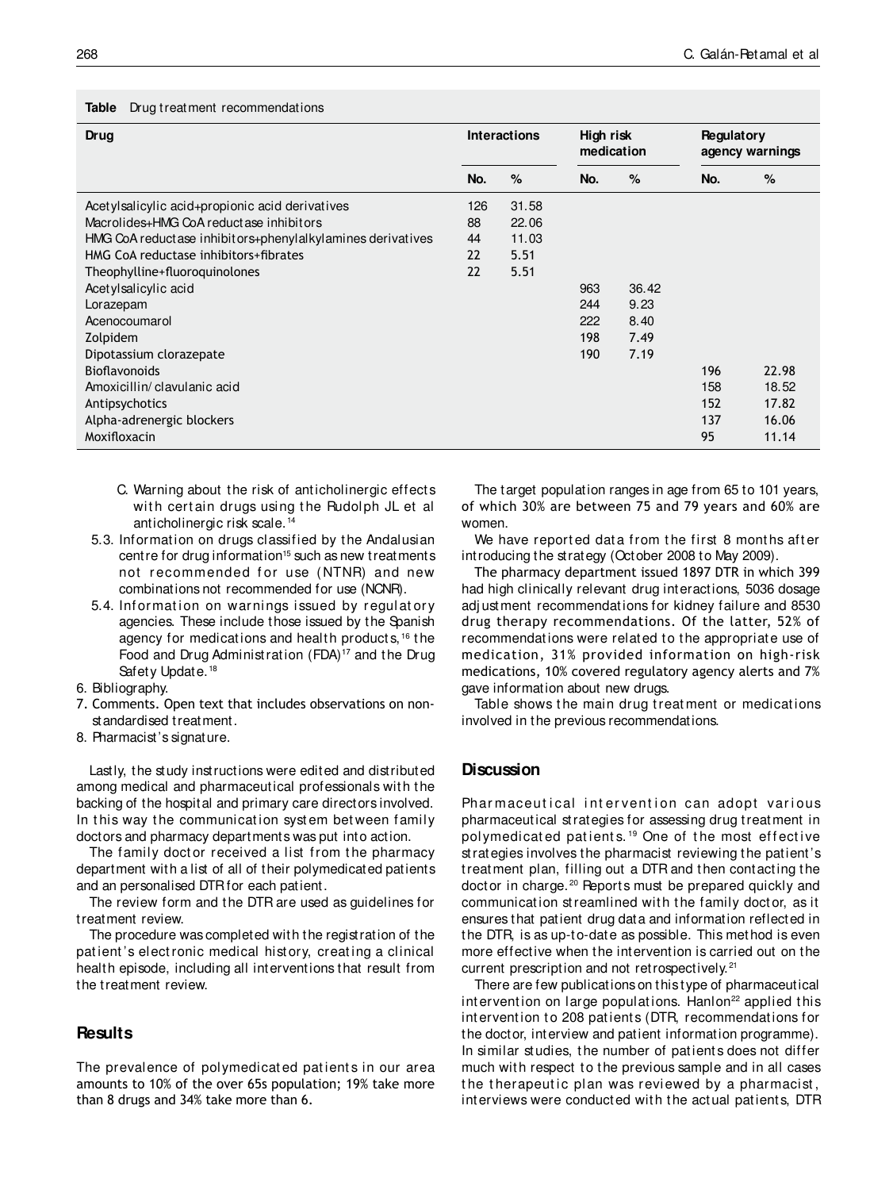**Table** Drug treatment recommendations

| Drug | Interactions | | High risk medication | | Regulatory agency warnings | |
|---|---|---|---|---|---|---|
| | No. | % | No. | % | No. | % |
| Acetylsalicylic acid+propionic acid derivatives | 126 | 31.58 | | | | |
| Macrolides+HMG CoA reductase inhibitors | 88 | 22.06 | | | | |
| HMG CoA reductase inhibitors+phenylalkylamines derivatives | 44 | 11.03 | | | | |
| HMG CoA reductase inhibitors+fibrates | 22 | 5.51 | | | | |
| Theophylline+fluoroquinolones | 22 | 5.51 | | | | |
| Acetylsalicylic acid | | | 963 | 36.42 | | |
| Lorazepam | | | 244 | 9.23 | | |
| Acenocoumarol | | | 222 | 8.40 | | |
| Zolpidem | | | 198 | 7.49 | | |
| Dipotassium clorazepate | | | 190 | 7.19 | | |
| Bioflavonoids | | | | | 196 | 22.98 |
| Amoxicillin/clavulanic acid | | | | | 158 | 18.52 |
| Antipsychotics | | | | | 152 | 17.82 |
| Alpha-adrenergic blockers | | | | | 137 | 16.06 |
| Moxifloxacin | | | | | 95 | 11.14 |

C. Warning about the risk of anticholinergic effects with certain drugs using the Rudolph JL et al anticholinergic risk scale.[14]

5.3. Information on drugs classified by the Andalusian centre for drug information[15] such as new treatments not recommended for use (NTNR) and new combinations not recommended for use (NCNR).

5.4. Information on warnings issued by regulatory agencies. These include those issued by the Spanish agency for medications and health products,[16] the Food and Drug Administration (FDA)[17] and the Drug Safety Update.[18]

6. Bibliography.
7. Comments. Open text that includes observations on non-standardised treatment.
8. Pharmacist's signature.

Lastly, the study instructions were edited and distributed among medical and pharmaceutical professionals with the backing of the hospital and primary care directors involved. In this way the communication system between family doctors and pharmacy departments was put into action.

The family doctor received a list from the pharmacy department with a list of all of their polymedicated patients and an personalised DTR for each patient.

The review form and the DTR are used as guidelines for treatment review.

The procedure was completed with the registration of the patient's electronic medical history, creating a clinical health episode, including all interventions that result from the treatment review.

## Results

The prevalence of polymedicated patients in our area amounts to 10% of the over 65s population; 19% take more than 8 drugs and 34% take more than 6.

The target population ranges in age from 65 to 101 years, of which 30% are between 75 and 79 years and 60% are women.

We have reported data from the first 8 months after introducing the strategy (October 2008 to May 2009).

The pharmacy department issued 1897 DTR in which 399 had high clinically relevant drug interactions, 5036 dosage adjustment recommendations for kidney failure and 8530 drug therapy recommendations. Of the latter, 52% of recommendations were related to the appropriate use of medication, 31% provided information on high-risk medications, 10% covered regulatory agency alerts and 7% gave information about new drugs.

Table shows the main drug treatment or medications involved in the previous recommendations.

## Discussion

Pharmaceutical intervention can adopt various pharmaceutical strategies for assessing drug treatment in polymedicated patients.[19] One of the most effective strategies involves the pharmacist reviewing the patient's treatment plan, filling out a DTR and then contacting the doctor in charge.[20] Reports must be prepared quickly and communication streamlined with the family doctor, as it ensures that patient drug data and information reflected in the DTR, is as up-to-date as possible. This method is even more effective when the intervention is carried out on the current prescription and not retrospectively.[21]

There are few publications on this type of pharmaceutical intervention on large populations. Hanlon[22] applied this intervention to 208 patients (DTR, recommendations for the doctor, interview and patient information programme). In similar studies, the number of patients does not differ much with respect to the previous sample and in all cases the therapeutic plan was reviewed by a pharmacist, interviews were conducted with the actual patients, DTR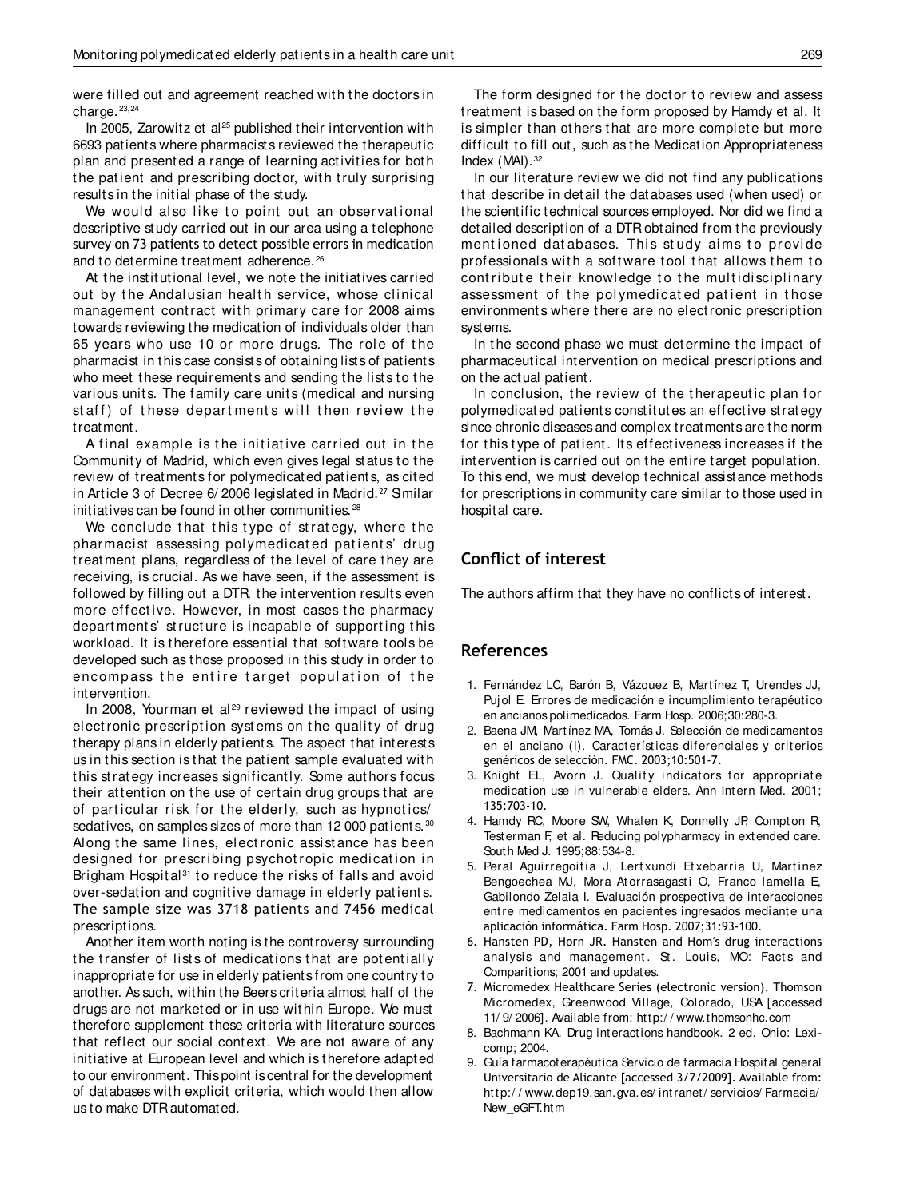were filled out and agreement reached with the doctors in charge.[23,24]

In 2005, Zarowitz et al[25] published their intervention with 6693 patients where pharmacists reviewed the therapeutic plan and presented a range of learning activities for both the patient and prescribing doctor, with truly surprising results in the initial phase of the study.

We would also like to point out an observational descriptive study carried out in our area using a telephone survey on 73 patients to detect possible errors in medication and to determine treatment adherence.[26]

At the institutional level, we note the initiatives carried out by the Andalusian health service, whose clinical management contract with primary care for 2008 aims towards reviewing the medication of individuals older than 65 years who use 10 or more drugs. The role of the pharmacist in this case consists of obtaining lists of patients who meet these requirements and sending the lists to the various units. The family care units (medical and nursing staff) of these departments will then review the treatment.

A final example is the initiative carried out in the Community of Madrid, which even gives legal status to the review of treatments for polymedicated patients, as cited in Article 3 of Decree 6/2006 legislated in Madrid.[27] Similar initiatives can be found in other communities.[28]

We conclude that this type of strategy, where the pharmacist assessing polymedicated patients' drug treatment plans, regardless of the level of care they are receiving, is crucial. As we have seen, if the assessment is followed by filling out a DTR, the intervention results even more effective. However, in most cases the pharmacy departments' structure is incapable of supporting this workload. It is therefore essential that software tools be developed such as those proposed in this study in order to encompass the entire target population of the intervention.

In 2008, Yourman et al[29] reviewed the impact of using electronic prescription systems on the quality of drug therapy plans in elderly patients. The aspect that interests us in this section is that the patient sample evaluated with this strategy increases significantly. Some authors focus their attention on the use of certain drug groups that are of particular risk for the elderly, such as hypnotics/sedatives, on samples sizes of more than 12 000 patients.[30] Along the same lines, electronic assistance has been designed for prescribing psychotropic medication in Brigham Hospital[31] to reduce the risks of falls and avoid over-sedation and cognitive damage in elderly patients. The sample size was 3718 patients and 7456 medical prescriptions.

Another item worth noting is the controversy surrounding the transfer of lists of medications that are potentially inappropriate for use in elderly patients from one country to another. As such, within the Beers criteria almost half of the drugs are not marketed or in use within Europe. We must therefore supplement these criteria with literature sources that reflect our social context. We are not aware of any initiative at European level and which is therefore adapted to our environment. This point is central for the development of databases with explicit criteria, which would then allow us to make DTR automated.

The form designed for the doctor to review and assess treatment is based on the form proposed by Hamdy et al. It is simpler than others that are more complete but more difficult to fill out, such as the Medication Appropriateness Index (MAI).[32]

In our literature review we did not find any publications that describe in detail the databases used (when used) or the scientific technical sources employed. Nor did we find a detailed description of a DTR obtained from the previously mentioned databases. This study aims to provide professionals with a software tool that allows them to contribute their knowledge to the multidisciplinary assessment of the polymedicated patient in those environments where there are no electronic prescription systems.

In the second phase we must determine the impact of pharmaceutical intervention on medical prescriptions and on the actual patient.

In conclusion, the review of the therapeutic plan for polymedicated patients constitutes an effective strategy since chronic diseases and complex treatments are the norm for this type of patient. Its effectiveness increases if the intervention is carried out on the entire target population. To this end, we must develop technical assistance methods for prescriptions in community care similar to those used in hospital care.

## Conflict of interest

The authors affirm that they have no conflicts of interest.

## References

1. Fernández LC, Barón B, Vázquez B, Martínez T, Urendes JJ, Pujol E. Errores de medicación e incumplimiento terapéutico en ancianos polimedicados. Farm Hosp. 2006;30:280-3.
2. Baena JM, Martínez MA, Tomás J. Selección de medicamentos en el anciano (I). Características diferenciales y criterios genéricos de selección. FMC. 2003;10:501-7.
3. Knight EL, Avorn J. Quality indicators for appropriate medication use in vulnerable elders. Ann Intern Med. 2001; 135:703-10.
4. Hamdy RC, Moore SW, Whalen K, Donnelly JP, Compton R, Testerman F, et al. Reducing polypharmacy in extended care. South Med J. 1995;88:534-8.
5. Peral Aguirregoitia J, Lertxundi Etxebarria U, Martinez Bengoechea MJ, Mora Atorrasagasti O, Franco lamella E, Gabilondo Zelaia I. Evaluación prospectiva de interacciones entre medicamentos en pacientes ingresados mediante una aplicación informática. Farm Hosp. 2007;31:93-100.
6. Hansten PD, Horn JR. Hansten and Hom's drug interactions analysis and management. St. Louis, MO: Facts and Comparitions; 2001 and updates.
7. Micromedex Healthcare Series (electronic version). Thomson Micromedex, Greenwood Village, Colorado, USA [accessed 11/9/2006]. Available from: http://www.thomsonhc.com
8. Bachmann KA. Drug interactions handbook. 2 ed. Ohio: Lexicomp; 2004.
9. Guía farmacoterapéutica Servicio de farmacia Hospital general Universitario de Alicante [accessed 3/7/2009]. Available from: http://www.dep19.san.gva.es/intranet/servicios/Farmacia/New_eGFT.htm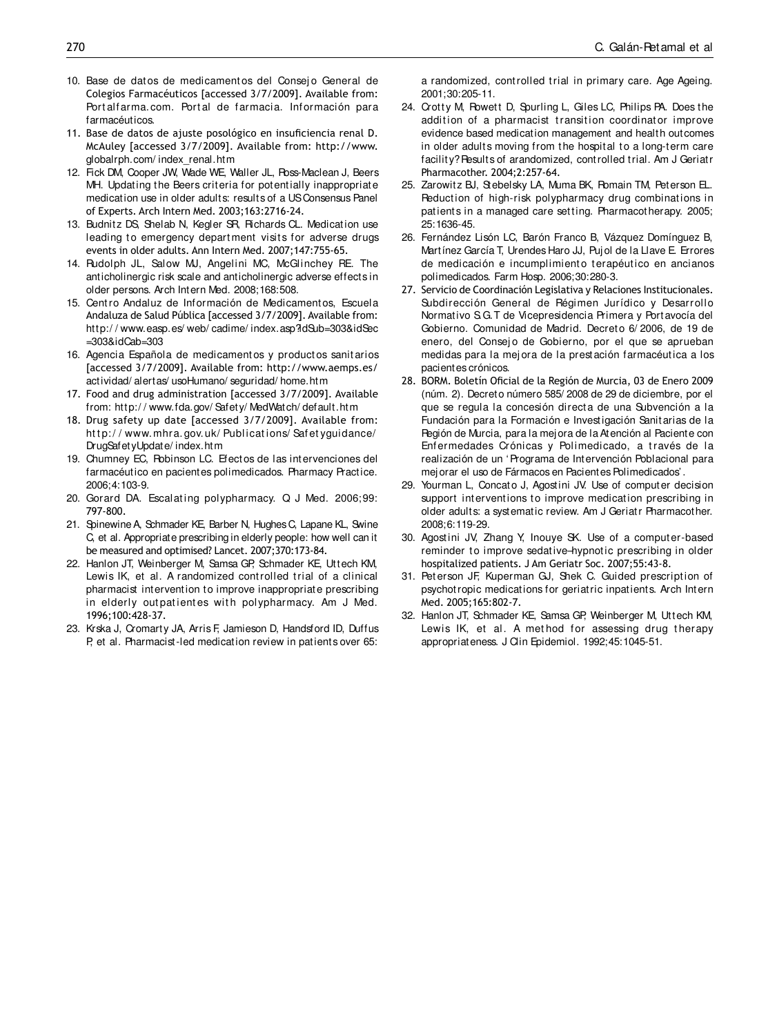10. Base de datos de medicamentos del Consejo General de Colegios Farmacéuticos [accessed 3/7/2009]. Available from: Portalfarma.com. Portal de farmacia. Información para farmacéuticos.
11. Base de datos de ajuste posológico en insuficiencia renal D. McAuley [accessed 3/7/2009]. Available from: http://www.globalrph.com/index_renal.htm
12. Fick DM, Cooper JW, Wade WE, Waller JL, Ross-Maclean J, Beers MH. Updating the Beers criteria for potentially inappropriate medication use in older adults: results of a US Consensus Panel of Experts. Arch Intern Med. 2003;163:2716-24.
13. Budnitz DS, Shelab N, Kegler SR, Richards CL. Medication use leading to emergency department visits for adverse drugs events in older adults. Ann Intern Med. 2007;147:755-65.
14. Rudolph JL, Salow MJ, Angelini MC, McGlinchey RE. The anticholinergic risk scale and anticholinergic adverse effects in older persons. Arch Intern Med. 2008;168:508.
15. Centro Andaluz de Información de Medicamentos, Escuela Andaluza de Salud Pública [accessed 3/7/2009]. Available from: http://www.easp.es/web/cadime/index.asp?idSub=303&idSec=303&idCab=303
16. Agencia Española de medicamentos y productos sanitarios [accessed 3/7/2009]. Available from: http://www.aemps.es/actividad/alertas/usoHumano/seguridad/home.htm
17. Food and drug administration [accessed 3/7/2009]. Available from: http://www.fda.gov/Safety/MedWatch/default.htm
18. Drug safety up date [accessed 3/7/2009]. Available from: http://www.mhra.gov.uk/Publications/Safetyguidance/DrugSafetyUpdate/index.htm
19. Chumney EC, Robinson LC. Efectos de las intervenciones del farmacéutico en pacientes polimedicados. Pharmacy Practice. 2006;4:103-9.
20. Gorard DA. Escalating polypharmacy. Q J Med. 2006;99:797-800.
21. Spinewine A, Schmader KE, Barber N, Hughes C, Lapane KL, Swine C, et al. Appropriate prescribing in elderly people: how well can it be measured and optimised? Lancet. 2007;370:173-84.
22. Hanlon JT, Weinberger M, Samsa GP, Schmader KE, Uttech KM, Lewis IK, et al. A randomized controlled trial of a clinical pharmacist intervention to improve inappropriate prescribing in elderly outpatientes with polypharmacy. Am J Med. 1996;100:428-37.
23. Krska J, Cromarty JA, Arris F, Jamieson D, Handsford ID, Duffus P, et al. Pharmacist-led medication review in patients over 65: a randomized, controlled trial in primary care. Age Ageing. 2001;30:205-11.
24. Crotty M, Rowett D, Spurling L, Giles LC, Philips PA. Does the addition of a pharmacist transition coordinator improve evidence based medication management and health outcomes in older adults moving from the hospital to a long-term care facility? Results of arandomized, controlled trial. Am J Geriatr Pharmacother. 2004;2:257-64.
25. Zarowitz BJ, Stebelsky LA, Muma BK, Romain TM, Peterson EL. Reduction of high-risk polypharmacy drug combinations in patients in a managed care setting. Pharmacotherapy. 2005;25:1636-45.
26. Fernández Lisón LC, Barón Franco B, Vázquez Domínguez B, Martínez García T, Urendes Haro JJ, Pujol de la Llave E. Errores de medicación e incumplimiento terapéutico en ancianos polimedicados. Farm Hosp. 2006;30:280-3.
27. Servicio de Coordinación Legislativa y Relaciones Institucionales. Subdirección General de Régimen Jurídico y Desarrollo Normativo S.G.T de Vicepresidencia Primera y Portavocía del Gobierno. Comunidad de Madrid. Decreto 6/2006, de 19 de enero, del Consejo de Gobierno, por el que se aprueban medidas para la mejora de la prestación farmacéutica a los pacientes crónicos.
28. BORM. Boletín Oficial de la Región de Murcia, 03 de Enero 2009 (núm. 2). Decreto número 585/2008 de 29 de diciembre, por el que se regula la concesión directa de una Subvención a la Fundación para la Formación e Investigación Sanitarias de la Región de Murcia, para la mejora de la Atención al Paciente con Enfermedades Crónicas y Polimedicado, a través de la realización de un 'Programa de Intervención Poblacional para mejorar el uso de Fármacos en Pacientes Polimedicados'.
29. Yourman L, Concato J, Agostini JV. Use of computer decision support interventions to improve medication prescribing in older adults: a systematic review. Am J Geriatr Pharmacother. 2008;6:119-29.
30. Agostini JV, Zhang Y, Inouye SK. Use of a computer-based reminder to improve sedative–hypnotic prescribing in older hospitalized patients. J Am Geriatr Soc. 2007;55:43-8.
31. Peterson JF, Kuperman GJ, Shek C. Guided prescription of psychotropic medications for geriatric inpatients. Arch Intern Med. 2005;165:802-7.
32. Hanlon JT, Schmader KE, Samsa GP, Weinberger M, Uttech KM, Lewis IK, et al. A method for assessing drug therapy appropriateness. J Clin Epidemiol. 1992;45:1045-51.